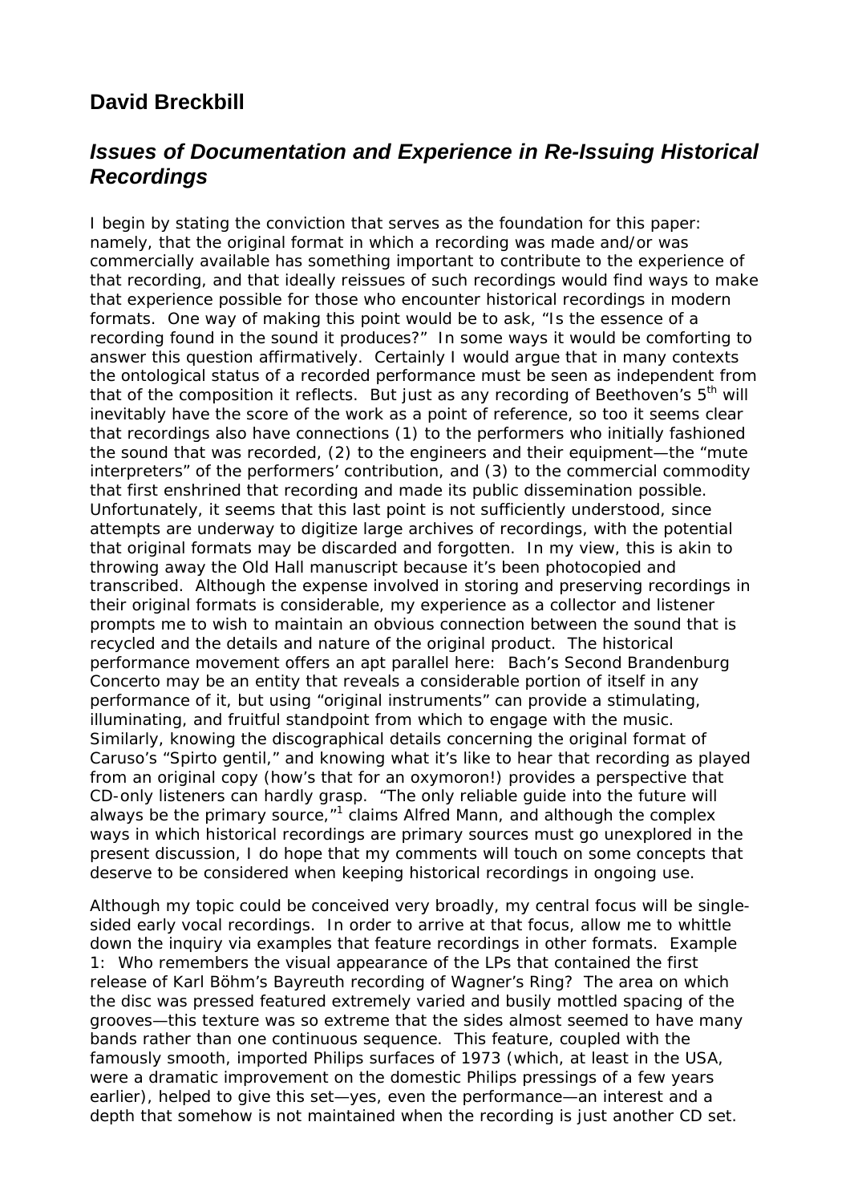## David Breckbill

## *Issues of Documentation and Experience in Re-Issuing Historical Recordings*

I begin by stating the conviction that serves as the foundation for this paper: namely, that the original format in which a recording was made and/or was commercially available has something important to contribute to the experience of that recording, and that ideally reissues of such recordings would find ways to make that experience possible for those who encounter historical recordings in modern formats. One way of making this point would be to ask, "Is the essence of a recording found in the sound it produces?" In some ways it would be comforting to answer this question affirmatively. Certainly I would argue that in many contexts the ontological status of a recorded performance must be seen as independent from that of the composition it reflects. But just as any recording of Beethoven's 5th will inevitably have the score of the work as a point of reference, so too it seems clear that recordings also have connections (1) to the performers who initially fashioned the sound that was recorded, (2) to the engineers and their equipment—the "mute interpreters" of the performers' contribution, and (3) to the commercial commodity that first enshrined that recording and made its public dissemination possible. Unfortunately, it seems that this last point is not sufficiently understood, since attempts are underway to digitize large archives of recordings, with the potential that original formats may be discarded and forgotten. In my view, this is akin to throwing away the Old Hall manuscript because it's been photocopied and transcribed. Although the expense involved in storing and preserving recordings in their original formats is considerable, my experience as a collector and listener prompts me to wish to maintain an obvious connection between the sound that is recycled and the details and nature of the original product. The historical performance movement offers an apt parallel here: Bach's Second Brandenburg Concerto may be an entity that reveals a considerable portion of itself in any performance of it, but using "original instruments" can provide a stimulating, illuminating, and fruitful standpoint from which to engage with the music. Similarly, knowing the discographical details concerning the original format of Caruso's "Spirto gentil," and knowing what it's like to hear that recording as played from an original copy (how's that for an oxymoron!) provides a perspective that CD-only listeners can hardly grasp. "The only reliable guide into the future will always be the primary source,"[1] claims Alfred Mann, and although the complex ways in which historical recordings are primary sources must go unexplored in the present discussion, I do hope that my comments will touch on some concepts that deserve to be considered when keeping historical recordings in ongoing use.

Although my topic could be conceived very broadly, my central focus will be single-sided early vocal recordings. In order to arrive at that focus, allow me to whittle down the inquiry via examples that feature recordings in other formats. Example 1: Who remembers the visual appearance of the LPs that contained the first release of Karl Böhm's Bayreuth recording of Wagner's Ring? The area on which the disc was pressed featured extremely varied and busily mottled spacing of the grooves—this texture was so extreme that the sides almost seemed to have many bands rather than one continuous sequence. This feature, coupled with the famously smooth, imported Philips surfaces of 1973 (which, at least in the USA, were a dramatic improvement on the domestic Philips pressings of a few years earlier), helped to give this set—yes, even the performance—an interest and a depth that somehow is not maintained when the recording is just another CD set.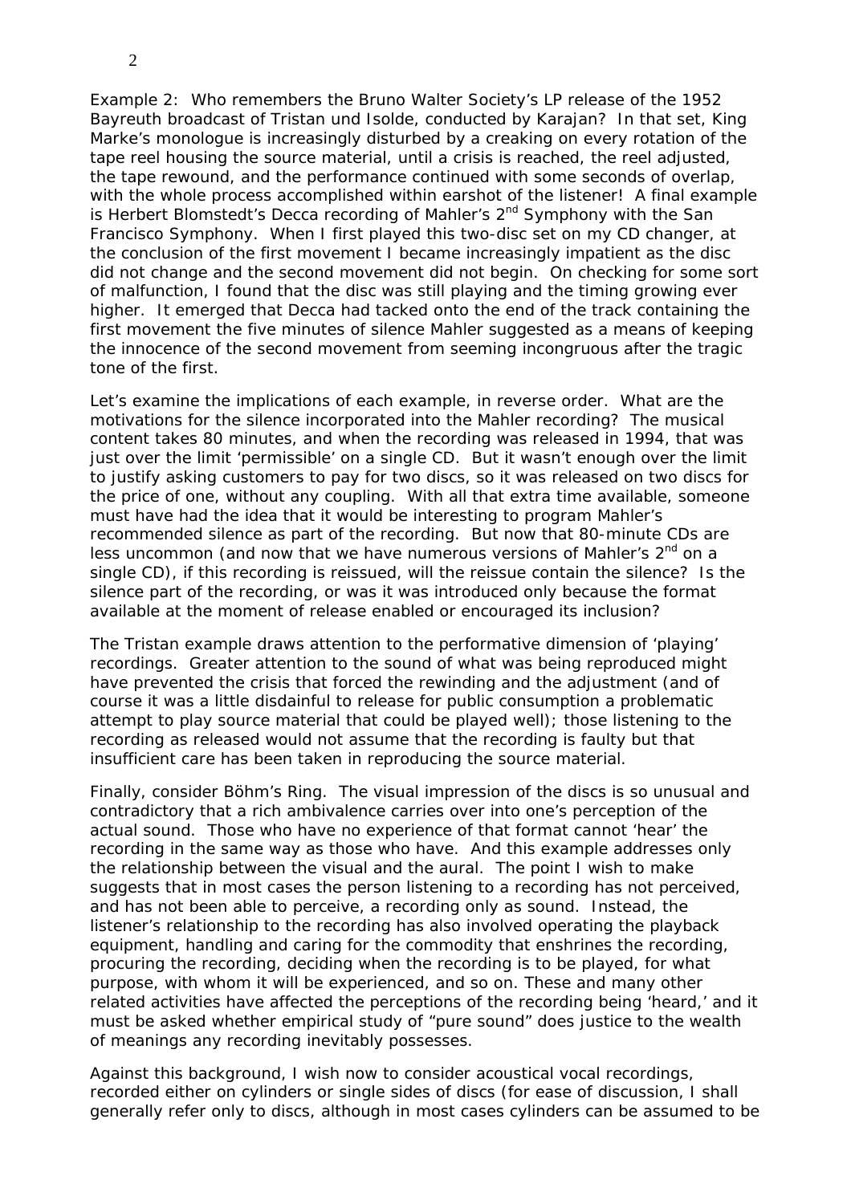Example 2: Who remembers the Bruno Walter Society's LP release of the 1952 Bayreuth broadcast of Tristan und Isolde, conducted by Karajan? In that set, King Marke's monologue is increasingly disturbed by a creaking on every rotation of the tape reel housing the source material, until a crisis is reached, the reel adjusted, the tape rewound, and the performance continued with some seconds of overlap, with the whole process accomplished within earshot of the listener! A final example is Herbert Blomstedt's Decca recording of Mahler's 2nd Symphony with the San Francisco Symphony. When I first played this two-disc set on my CD changer, at the conclusion of the first movement I became increasingly impatient as the disc did not change and the second movement did not begin. On checking for some sort of malfunction, I found that the disc was still playing and the timing growing ever higher. It emerged that Decca had tacked onto the end of the track containing the first movement the five minutes of silence Mahler suggested as a means of keeping the innocence of the second movement from seeming incongruous after the tragic tone of the first.

Let's examine the implications of each example, in reverse order. What are the motivations for the silence incorporated into the Mahler recording? The musical content takes 80 minutes, and when the recording was released in 1994, that was just over the limit 'permissible' on a single CD. But it wasn't enough over the limit to justify asking customers to pay for two discs, so it was released on two discs for the price of one, without any coupling. With all that extra time available, someone must have had the idea that it would be interesting to program Mahler's recommended silence as part of the recording. But now that 80-minute CDs are less uncommon (and now that we have numerous versions of Mahler's 2nd on a single CD), if this recording is reissued, will the reissue contain the silence? Is the silence part of the recording, or was it was introduced only because the format available at the moment of release enabled or encouraged its inclusion?

The Tristan example draws attention to the performative dimension of 'playing' recordings. Greater attention to the sound of what was being reproduced might have prevented the crisis that forced the rewinding and the adjustment (and of course it was a little disdainful to release for public consumption a problematic attempt to play source material that could be played well); those listening to the recording as released would not assume that the recording is faulty but that insufficient care has been taken in reproducing the source material.

Finally, consider Böhm's Ring. The visual impression of the discs is so unusual and contradictory that a rich ambivalence carries over into one's perception of the actual sound. Those who have no experience of that format cannot 'hear' the recording in the same way as those who have. And this example addresses only the relationship between the visual and the aural. The point I wish to make suggests that in most cases the person listening to a recording has not perceived, and has not been able to perceive, a recording only as sound. Instead, the listener's relationship to the recording has also involved operating the playback equipment, handling and caring for the commodity that enshrines the recording, procuring the recording, deciding when the recording is to be played, for what purpose, with whom it will be experienced, and so on. These and many other related activities have affected the perceptions of the recording being 'heard,' and it must be asked whether empirical study of "pure sound" does justice to the wealth of meanings any recording inevitably possesses.

Against this background, I wish now to consider acoustical vocal recordings, recorded either on cylinders or single sides of discs (for ease of discussion, I shall generally refer only to discs, although in most cases cylinders can be assumed to be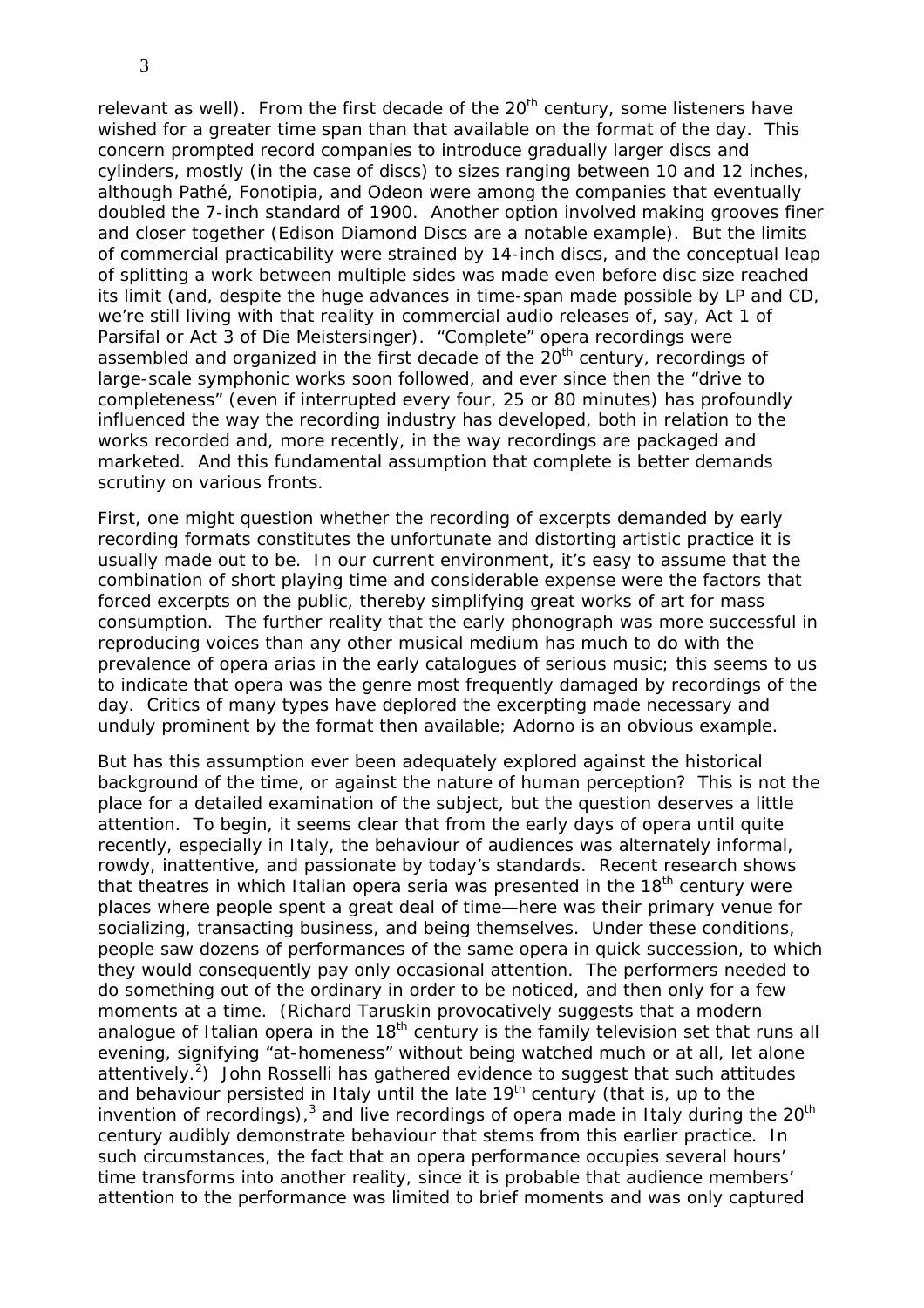relevant as well). From the first decade of the 20th century, some listeners have wished for a greater time span than that available on the format of the day. This concern prompted record companies to introduce gradually larger discs and cylinders, mostly (in the case of discs) to sizes ranging between 10 and 12 inches, although Pathé, Fonotipia, and Odeon were among the companies that eventually doubled the 7-inch standard of 1900. Another option involved making grooves finer and closer together (Edison Diamond Discs are a notable example). But the limits of commercial practicability were strained by 14-inch discs, and the conceptual leap of splitting a work between multiple sides was made even before disc size reached its limit (and, despite the huge advances in time-span made possible by LP and CD, we're still living with that reality in commercial audio releases of, say, Act 1 of *Parsifal* or Act 3 of *Die Meistersinger*). "Complete" opera recordings were assembled and organized in the first decade of the 20th century, recordings of large-scale symphonic works soon followed, and ever since then the "drive to completeness" (even if interrupted every four, 25 or 80 minutes) has profoundly influenced the way the recording industry has developed, both in relation to the works recorded and, more recently, in the way recordings are packaged and marketed. And this fundamental assumption that complete is better demands scrutiny on various fronts.

First, one might question whether the recording of excerpts demanded by early recording formats constitutes the unfortunate and distorting artistic practice it is usually made out to be. In our current environment, it's easy to assume that the combination of short playing time and considerable expense were the factors that forced excerpts on the public, thereby simplifying great works of art for mass consumption. The further reality that the early phonograph was more successful in reproducing voices than any other musical medium has much to do with the prevalence of opera arias in the early catalogues of serious music; this seems to us to indicate that opera was the genre most frequently damaged by recordings of the day. Critics of many types have deplored the excerpting made necessary and unduly prominent by the format then available; Adorno is an obvious example.

But has this assumption ever been adequately explored against the historical background of the time, or against the nature of human perception? This is not the place for a detailed examination of the subject, but the question deserves a little attention. To begin, it seems clear that from the early days of opera until quite recently, especially in Italy, the behaviour of audiences was alternately informal, rowdy, inattentive, and passionate by today's standards. Recent research shows that theatres in which Italian opera seria was presented in the 18th century were places where people spent a great deal of time—here was their primary venue for socializing, transacting business, and being themselves. Under these conditions, people saw dozens of performances of the same opera in quick succession, to which they would consequently pay only occasional attention. The performers needed to do something out of the ordinary in order to be noticed, and then only for a few moments at a time. (Richard Taruskin provocatively suggests that a modern analogue of Italian opera in the 18th century is the family television set that runs all evening, signifying "at-homeness" without being watched much or at all, let alone attentively.[2]) John Rosselli has gathered evidence to suggest that such attitudes and behaviour persisted in Italy until the late 19th century (that is, up to the invention of recordings),[3] and live recordings of opera made in Italy during the 20th century audibly demonstrate behaviour that stems from this earlier practice. In such circumstances, the fact that an opera performance occupies several hours' time transforms into another reality, since it is probable that audience members' attention to the performance was limited to brief moments and was only captured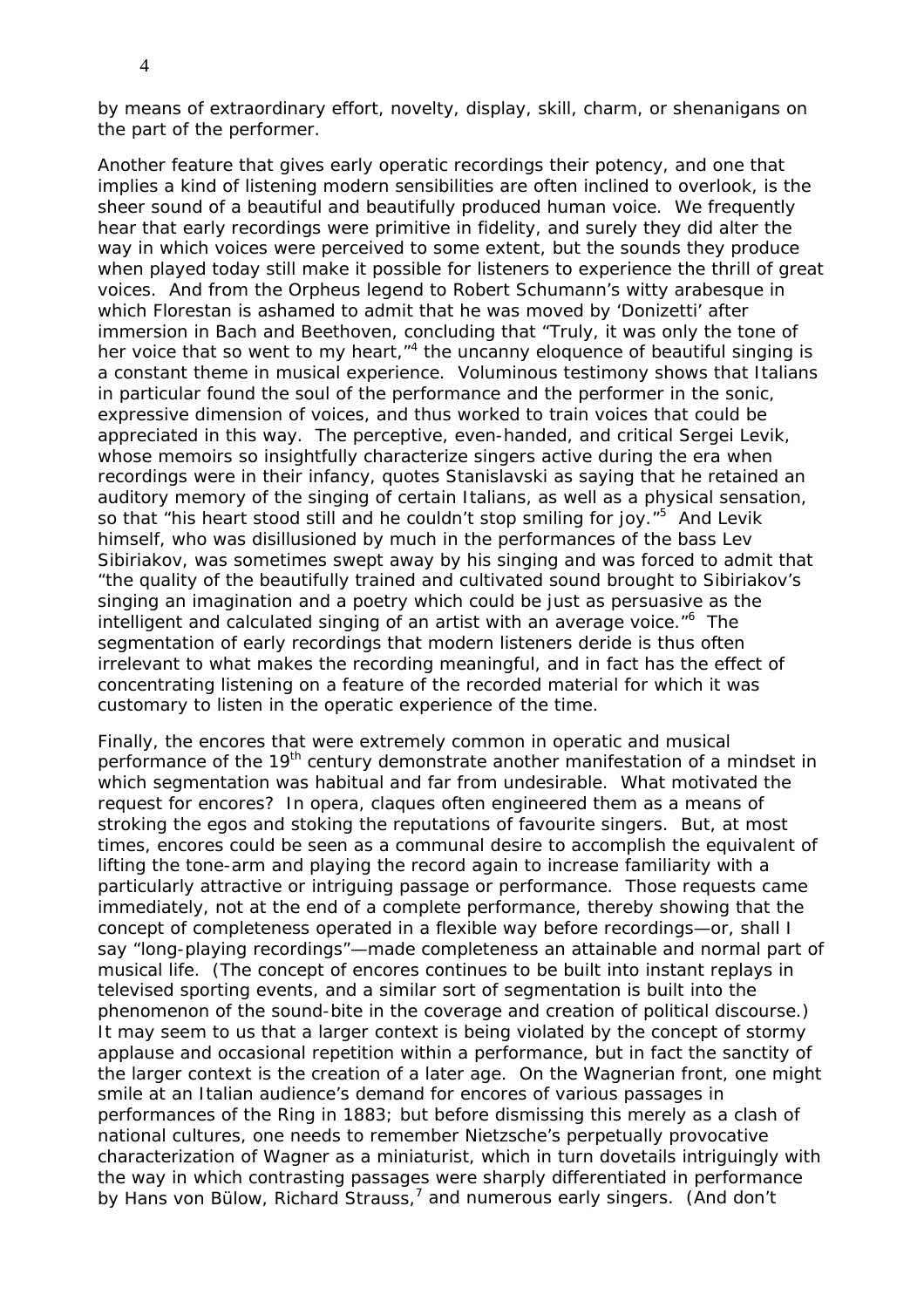by means of extraordinary effort, novelty, display, skill, charm, or shenanigans on the part of the performer.

Another feature that gives early operatic recordings their potency, and one that implies a kind of listening modern sensibilities are often inclined to overlook, is the sheer sound of a beautiful and beautifully produced human voice. We frequently hear that early recordings were primitive in fidelity, and surely they did alter the way in which voices were perceived to some extent, but the sounds they produce when played today still make it possible for listeners to experience the thrill of great voices. And from the Orpheus legend to Robert Schumann's witty arabesque in which Florestan is ashamed to admit that he was moved by 'Donizetti' after immersion in Bach and Beethoven, concluding that "Truly, it was only the tone of her voice that so went to my heart,"[4] the uncanny eloquence of beautiful singing is a constant theme in musical experience. Voluminous testimony shows that Italians in particular found the soul of the performance and the performer in the sonic, expressive dimension of voices, and thus worked to train voices that could be appreciated in this way. The perceptive, even-handed, and critical Sergei Levik, whose memoirs so insightfully characterize singers active during the era when recordings were in their infancy, quotes Stanislavski as saying that he retained an auditory memory of the singing of certain Italians, as well as a physical sensation, so that "his heart stood still and he couldn't stop smiling for joy."[5] And Levik himself, who was disillusioned by much in the performances of the bass Lev Sibiriakov, was sometimes swept away by his singing and was forced to admit that "the quality of the beautifully trained and cultivated sound brought to Sibiriakov's singing an imagination and a poetry which could be just as persuasive as the intelligent and calculated singing of an artist with an average voice."[6] The segmentation of early recordings that modern listeners deride is thus often irrelevant to what makes the recording meaningful, and in fact has the effect of concentrating listening on a feature of the recorded material for which it was customary to listen in the operatic experience of the time.

Finally, the encores that were extremely common in operatic and musical performance of the 19th century demonstrate another manifestation of a mindset in which segmentation was habitual and far from undesirable. What motivated the request for encores? In opera, claques often engineered them as a means of stroking the egos and stoking the reputations of favourite singers. But, at most times, encores could be seen as a communal desire to accomplish the equivalent of lifting the tone-arm and playing the record again to increase familiarity with a particularly attractive or intriguing passage or performance. Those requests came immediately, not at the end of a complete performance, thereby showing that the concept of completeness operated in a flexible way before recordings—or, shall I say "long-playing recordings"—made completeness an attainable and normal part of musical life. (The concept of encores continues to be built into instant replays in televised sporting events, and a similar sort of segmentation is built into the phenomenon of the sound-bite in the coverage and creation of political discourse.) It may seem to us that a larger context is being violated by the concept of stormy applause and occasional repetition within a performance, but in fact the sanctity of the larger context is the creation of a later age. On the Wagnerian front, one might smile at an Italian audience's demand for encores of various passages in performances of the Ring in 1883; but before dismissing this merely as a clash of national cultures, one needs to remember Nietzsche's perpetually provocative characterization of Wagner as a miniaturist, which in turn dovetails intriguingly with the way in which contrasting passages were sharply differentiated in performance by Hans von Bülow, Richard Strauss,[7] and numerous early singers. (And don't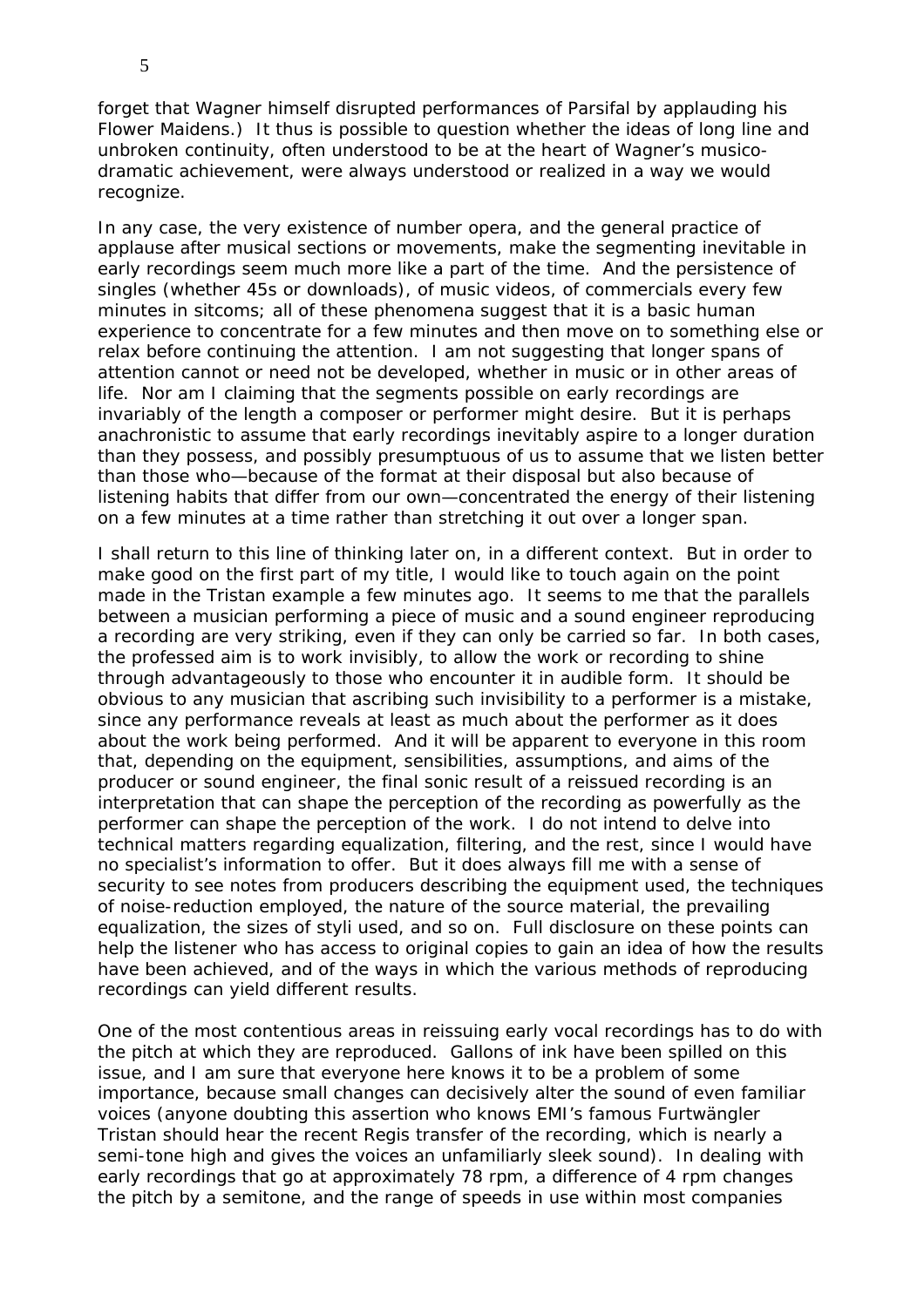forget that Wagner himself disrupted performances of Parsifal by applauding his Flower Maidens.) It thus is possible to question whether the ideas of long line and unbroken continuity, often understood to be at the heart of Wagner's musico-dramatic achievement, were always understood or realized in a way we would recognize.

In any case, the very existence of number opera, and the general practice of applause after musical sections or movements, make the segmenting inevitable in early recordings seem much more like a part of the time. And the persistence of singles (whether 45s or downloads), of music videos, of commercials every few minutes in sitcoms; all of these phenomena suggest that it is a basic human experience to concentrate for a few minutes and then move on to something else or relax before continuing the attention. I am not suggesting that longer spans of attention cannot or need not be developed, whether in music or in other areas of life. Nor am I claiming that the segments possible on early recordings are invariably of the length a composer or performer might desire. But it is perhaps anachronistic to assume that early recordings inevitably aspire to a longer duration than they possess, and possibly presumptuous of us to assume that we listen better than those who—because of the format at their disposal but also because of listening habits that differ from our own—concentrated the energy of their listening on a few minutes at a time rather than stretching it out over a longer span.

I shall return to this line of thinking later on, in a different context. But in order to make good on the first part of my title, I would like to touch again on the point made in the Tristan example a few minutes ago. It seems to me that the parallels between a musician performing a piece of music and a sound engineer reproducing a recording are very striking, even if they can only be carried so far. In both cases, the professed aim is to work invisibly, to allow the work or recording to shine through advantageously to those who encounter it in audible form. It should be obvious to any musician that ascribing such invisibility to a performer is a mistake, since any performance reveals at least as much about the performer as it does about the work being performed. And it will be apparent to everyone in this room that, depending on the equipment, sensibilities, assumptions, and aims of the producer or sound engineer, the final sonic result of a reissued recording is an interpretation that can shape the perception of the recording as powerfully as the performer can shape the perception of the work. I do not intend to delve into technical matters regarding equalization, filtering, and the rest, since I would have no specialist's information to offer. But it does always fill me with a sense of security to see notes from producers describing the equipment used, the techniques of noise-reduction employed, the nature of the source material, the prevailing equalization, the sizes of styli used, and so on. Full disclosure on these points can help the listener who has access to original copies to gain an idea of how the results have been achieved, and of the ways in which the various methods of reproducing recordings can yield different results.

One of the most contentious areas in reissuing early vocal recordings has to do with the pitch at which they are reproduced. Gallons of ink have been spilled on this issue, and I am sure that everyone here knows it to be a problem of some importance, because small changes can decisively alter the sound of even familiar voices (anyone doubting this assertion who knows EMI's famous Furtwängler Tristan should hear the recent Regis transfer of the recording, which is nearly a semi-tone high and gives the voices an unfamiliarly sleek sound). In dealing with early recordings that go at approximately 78 rpm, a difference of 4 rpm changes the pitch by a semitone, and the range of speeds in use within most companies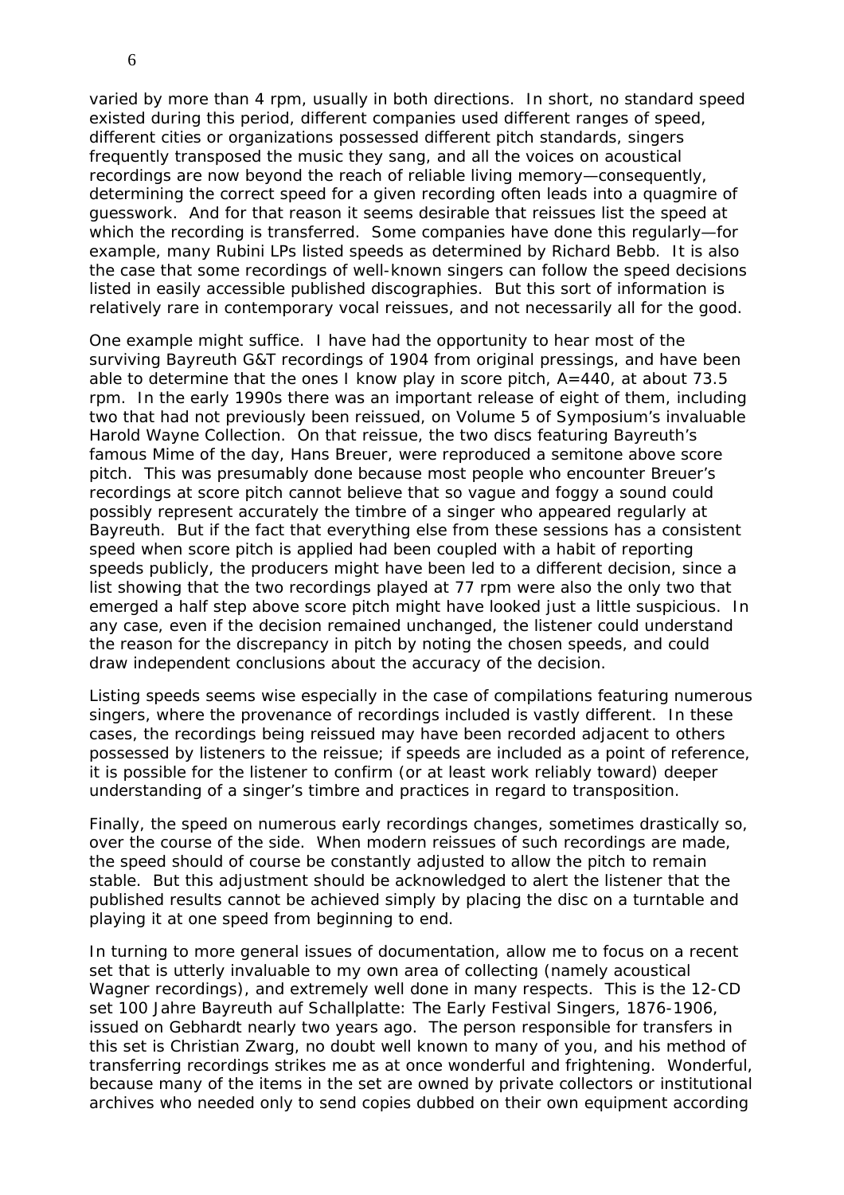varied by more than 4 rpm, usually in both directions. In short, no standard speed existed during this period, different companies used different ranges of speed, different cities or organizations possessed different pitch standards, singers frequently transposed the music they sang, and all the voices on acoustical recordings are now beyond the reach of reliable living memory—consequently, determining the correct speed for a given recording often leads into a quagmire of guesswork. And for that reason it seems desirable that reissues list the speed at which the recording is transferred. Some companies have done this regularly—for example, many Rubini LPs listed speeds as determined by Richard Bebb. It is also the case that some recordings of well-known singers can follow the speed decisions listed in easily accessible published discographies. But this sort of information is relatively rare in contemporary vocal reissues, and not necessarily all for the good.

One example might suffice. I have had the opportunity to hear most of the surviving Bayreuth G&T recordings of 1904 from original pressings, and have been able to determine that the ones I know play in score pitch, A=440, at about 73.5 rpm. In the early 1990s there was an important release of eight of them, including two that had not previously been reissued, on Volume 5 of Symposium's invaluable Harold Wayne Collection. On that reissue, the two discs featuring Bayreuth's famous Mime of the day, Hans Breuer, were reproduced a semitone above score pitch. This was presumably done because most people who encounter Breuer's recordings at score pitch cannot believe that so vague and foggy a sound could possibly represent accurately the timbre of a singer who appeared regularly at Bayreuth. But if the fact that everything else from these sessions has a consistent speed when score pitch is applied had been coupled with a habit of reporting speeds publicly, the producers might have been led to a different decision, since a list showing that the two recordings played at 77 rpm were also the only two that emerged a half step above score pitch might have looked just a little suspicious. In any case, even if the decision remained unchanged, the listener could understand the reason for the discrepancy in pitch by noting the chosen speeds, and could draw independent conclusions about the accuracy of the decision.

Listing speeds seems wise especially in the case of compilations featuring numerous singers, where the provenance of recordings included is vastly different. In these cases, the recordings being reissued may have been recorded adjacent to others possessed by listeners to the reissue; if speeds are included as a point of reference, it is possible for the listener to confirm (or at least work reliably toward) deeper understanding of a singer's timbre and practices in regard to transposition.

Finally, the speed on numerous early recordings changes, sometimes drastically so, over the course of the side. When modern reissues of such recordings are made, the speed should of course be constantly adjusted to allow the pitch to remain stable. But this adjustment should be acknowledged to alert the listener that the published results cannot be achieved simply by placing the disc on a turntable and playing it at one speed from beginning to end.

In turning to more general issues of documentation, allow me to focus on a recent set that is utterly invaluable to my own area of collecting (namely acoustical Wagner recordings), and extremely well done in many respects. This is the 12-CD set 100 Jahre Bayreuth auf Schallplatte: The Early Festival Singers, 1876-1906, issued on Gebhardt nearly two years ago. The person responsible for transfers in this set is Christian Zwarg, no doubt well known to many of you, and his method of transferring recordings strikes me as at once wonderful and frightening. Wonderful, because many of the items in the set are owned by private collectors or institutional archives who needed only to send copies dubbed on their own equipment according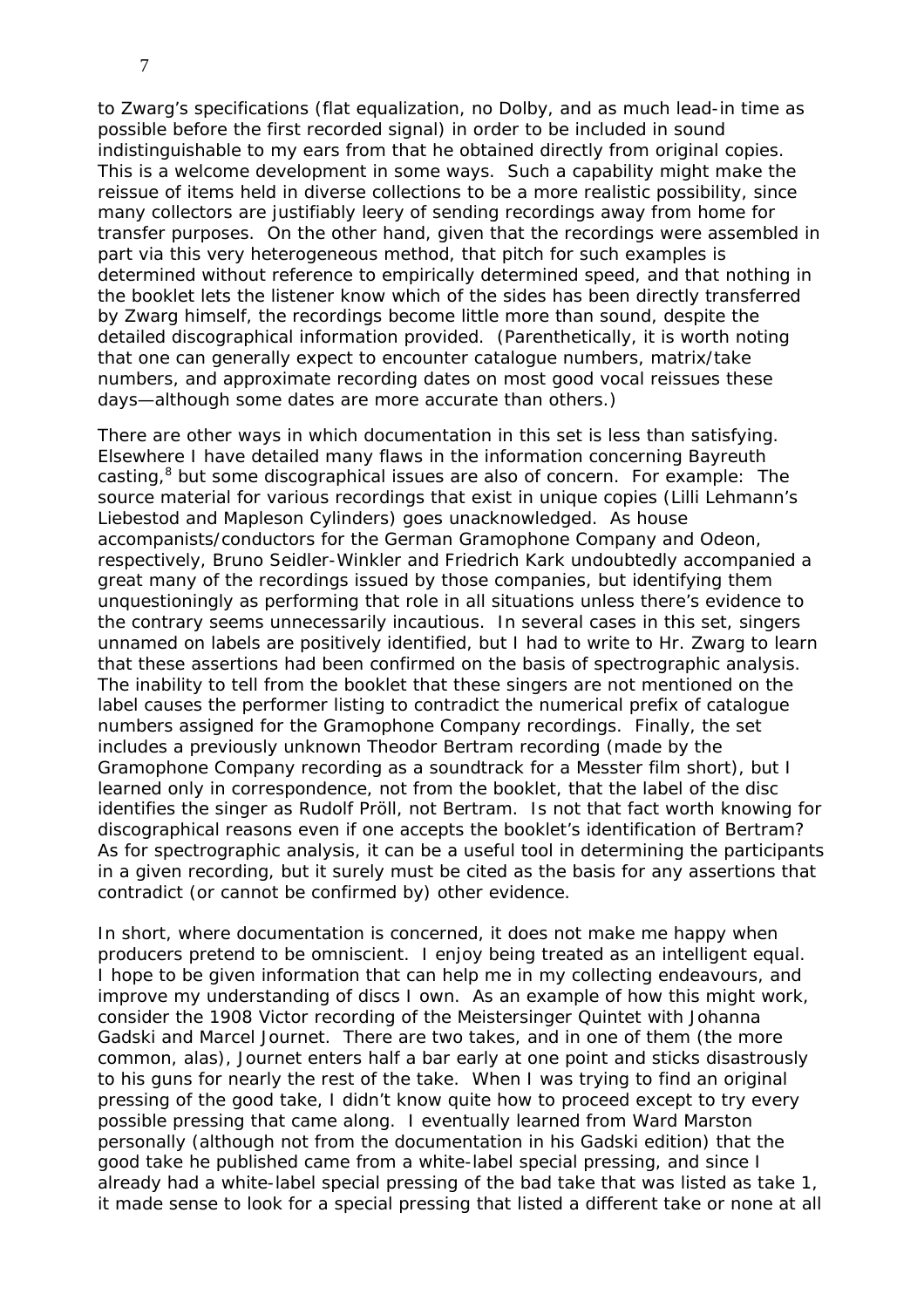to Zwarg's specifications (flat equalization, no Dolby, and as much lead-in time as possible before the first recorded signal) in order to be included in sound indistinguishable to my ears from that he obtained directly from original copies. This is a welcome development in some ways. Such a capability might make the reissue of items held in diverse collections to be a more realistic possibility, since many collectors are justifiably leery of sending recordings away from home for transfer purposes. On the other hand, given that the recordings were assembled in part via this very heterogeneous method, that pitch for such examples is determined without reference to empirically determined speed, and that nothing in the booklet lets the listener know which of the sides has been directly transferred by Zwarg himself, the recordings become little more than sound, despite the detailed discographical information provided. (Parenthetically, it is worth noting that one can generally expect to encounter catalogue numbers, matrix/take numbers, and approximate recording dates on most good vocal reissues these days—although some dates are more accurate than others.)

There are other ways in which documentation in this set is less than satisfying. Elsewhere I have detailed many flaws in the information concerning Bayreuth casting,[8] but some discographical issues are also of concern. For example: The source material for various recordings that exist in unique copies (Lilli Lehmann's Liebestod and Mapleson Cylinders) goes unacknowledged. As house accompanists/conductors for the German Gramophone Company and Odeon, respectively, Bruno Seidler-Winkler and Friedrich Kark undoubtedly accompanied a great many of the recordings issued by those companies, but identifying them unquestioningly as performing that role in all situations unless there's evidence to the contrary seems unnecessarily incautious. In several cases in this set, singers unnamed on labels are positively identified, but I had to write to Hr. Zwarg to learn that these assertions had been confirmed on the basis of spectrographic analysis. The inability to tell from the booklet that these singers are not mentioned on the label causes the performer listing to contradict the numerical prefix of catalogue numbers assigned for the Gramophone Company recordings. Finally, the set includes a previously unknown Theodor Bertram recording (made by the Gramophone Company recording as a soundtrack for a Messter film short), but I learned only in correspondence, not from the booklet, that the label of the disc identifies the singer as Rudolf Pröll, not Bertram. Is not that fact worth knowing for discographical reasons even if one accepts the booklet's identification of Bertram? As for spectrographic analysis, it can be a useful tool in determining the participants in a given recording, but it surely must be cited as the basis for any assertions that contradict (or cannot be confirmed by) other evidence.

In short, where documentation is concerned, it does not make me happy when producers pretend to be omniscient. I enjoy being treated as an intelligent equal. I hope to be given information that can help me in my collecting endeavours, and improve my understanding of discs I own. As an example of how this might work, consider the 1908 Victor recording of the Meistersinger Quintet with Johanna Gadski and Marcel Journet. There are two takes, and in one of them (the more common, alas), Journet enters half a bar early at one point and sticks disastrously to his guns for nearly the rest of the take. When I was trying to find an original pressing of the good take, I didn't know quite how to proceed except to try every possible pressing that came along. I eventually learned from Ward Marston personally (although not from the documentation in his Gadski edition) that the good take he published came from a white-label special pressing, and since I already had a white-label special pressing of the bad take that was listed as take 1, it made sense to look for a special pressing that listed a different take or none at all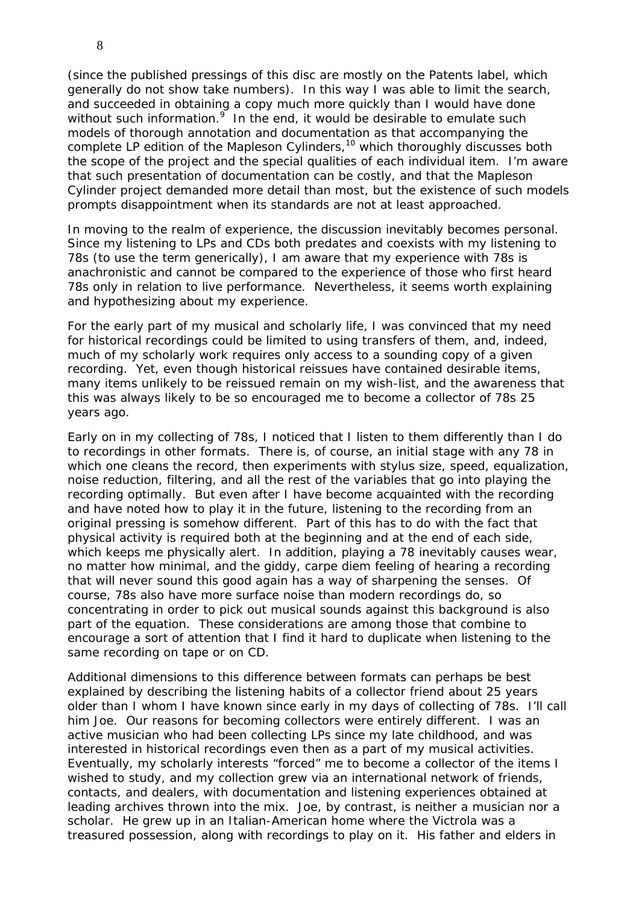(since the published pressings of this disc are mostly on the Patents label, which generally do not show take numbers). In this way I was able to limit the search, and succeeded in obtaining a copy much more quickly than I would have done without such information.[9] In the end, it would be desirable to emulate such models of thorough annotation and documentation as that accompanying the complete LP edition of the Mapleson Cylinders,[10] which thoroughly discusses both the scope of the project and the special qualities of each individual item. I'm aware that such presentation of documentation can be costly, and that the Mapleson Cylinder project demanded more detail than most, but the existence of such models prompts disappointment when its standards are not at least approached.

In moving to the realm of experience, the discussion inevitably becomes personal. Since my listening to LPs and CDs both predates and coexists with my listening to 78s (to use the term generically), I am aware that my experience with 78s is anachronistic and cannot be compared to the experience of those who first heard 78s only in relation to live performance. Nevertheless, it seems worth explaining and hypothesizing about my experience.

For the early part of my musical and scholarly life, I was convinced that my need for historical recordings could be limited to using transfers of them, and, indeed, much of my scholarly work requires only access to a sounding copy of a given recording. Yet, even though historical reissues have contained desirable items, many items unlikely to be reissued remain on my wish-list, and the awareness that this was always likely to be so encouraged me to become a collector of 78s 25 years ago.

Early on in my collecting of 78s, I noticed that I listen to them differently than I do to recordings in other formats. There is, of course, an initial stage with any 78 in which one cleans the record, then experiments with stylus size, speed, equalization, noise reduction, filtering, and all the rest of the variables that go into playing the recording optimally. But even after I have become acquainted with the recording and have noted how to play it in the future, listening to the recording from an original pressing is somehow different. Part of this has to do with the fact that physical activity is required both at the beginning and at the end of each side, which keeps me physically alert. In addition, playing a 78 inevitably causes wear, no matter how minimal, and the giddy, carpe diem feeling of hearing a recording that will never sound this good again has a way of sharpening the senses. Of course, 78s also have more surface noise than modern recordings do, so concentrating in order to pick out musical sounds against this background is also part of the equation. These considerations are among those that combine to encourage a sort of attention that I find it hard to duplicate when listening to the same recording on tape or on CD.

Additional dimensions to this difference between formats can perhaps be best explained by describing the listening habits of a collector friend about 25 years older than I whom I have known since early in my days of collecting of 78s. I'll call him Joe. Our reasons for becoming collectors were entirely different. I was an active musician who had been collecting LPs since my late childhood, and was interested in historical recordings even then as a part of my musical activities. Eventually, my scholarly interests "forced" me to become a collector of the items I wished to study, and my collection grew via an international network of friends, contacts, and dealers, with documentation and listening experiences obtained at leading archives thrown into the mix. Joe, by contrast, is neither a musician nor a scholar. He grew up in an Italian-American home where the Victrola was a treasured possession, along with recordings to play on it. His father and elders in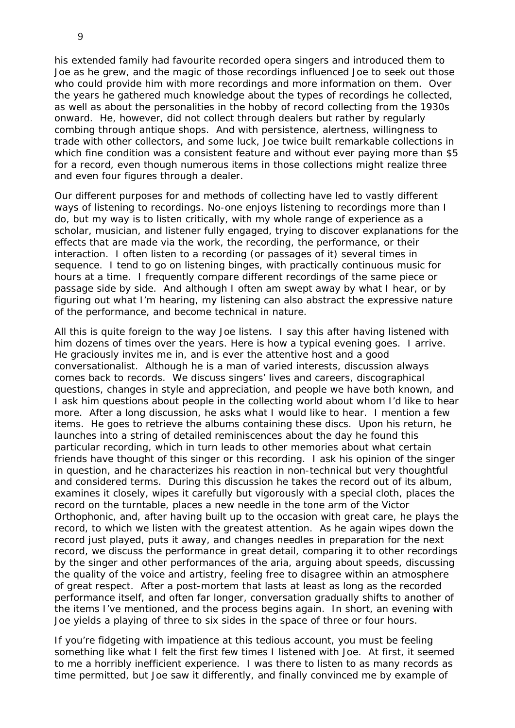his extended family had favourite recorded opera singers and introduced them to Joe as he grew, and the magic of those recordings influenced Joe to seek out those who could provide him with more recordings and more information on them. Over the years he gathered much knowledge about the types of recordings he collected, as well as about the personalities in the hobby of record collecting from the 1930s onward. He, however, did not collect through dealers but rather by regularly combing through antique shops. And with persistence, alertness, willingness to trade with other collectors, and some luck, Joe twice built remarkable collections in which fine condition was a consistent feature and without ever paying more than $5 for a record, even though numerous items in those collections might realize three and even four figures through a dealer.

Our different purposes for and methods of collecting have led to vastly different ways of listening to recordings. No-one enjoys listening to recordings more than I do, but my way is to listen critically, with my whole range of experience as a scholar, musician, and listener fully engaged, trying to discover explanations for the effects that are made via the work, the recording, the performance, or their interaction. I often listen to a recording (or passages of it) several times in sequence. I tend to go on listening binges, with practically continuous music for hours at a time. I frequently compare different recordings of the same piece or passage side by side. And although I often am swept away by what I hear, or by figuring out what I'm hearing, my listening can also abstract the expressive nature of the performance, and become technical in nature.

All this is quite foreign to the way Joe listens. I say this after having listened with him dozens of times over the years. Here is how a typical evening goes. I arrive. He graciously invites me in, and is ever the attentive host and a good conversationalist. Although he is a man of varied interests, discussion always comes back to records. We discuss singers' lives and careers, discographical questions, changes in style and appreciation, and people we have both known, and I ask him questions about people in the collecting world about whom I'd like to hear more. After a long discussion, he asks what I would like to hear. I mention a few items. He goes to retrieve the albums containing these discs. Upon his return, he launches into a string of detailed reminiscences about the day he found this particular recording, which in turn leads to other memories about what certain friends have thought of this singer or this recording. I ask his opinion of the singer in question, and he characterizes his reaction in non-technical but very thoughtful and considered terms. During this discussion he takes the record out of its album, examines it closely, wipes it carefully but vigorously with a special cloth, places the record on the turntable, places a new needle in the tone arm of the Victor Orthophonic, and, after having built up to the occasion with great care, he plays the record, to which we listen with the greatest attention. As he again wipes down the record just played, puts it away, and changes needles in preparation for the next record, we discuss the performance in great detail, comparing it to other recordings by the singer and other performances of the aria, arguing about speeds, discussing the quality of the voice and artistry, feeling free to disagree within an atmosphere of great respect. After a post-mortem that lasts at least as long as the recorded performance itself, and often far longer, conversation gradually shifts to another of the items I've mentioned, and the process begins again. In short, an evening with Joe yields a playing of three to six sides in the space of three or four hours.

If you're fidgeting with impatience at this tedious account, you must be feeling something like what I felt the first few times I listened with Joe. At first, it seemed to me a horribly inefficient experience. I was there to listen to as many records as time permitted, but Joe saw it differently, and finally convinced me by example of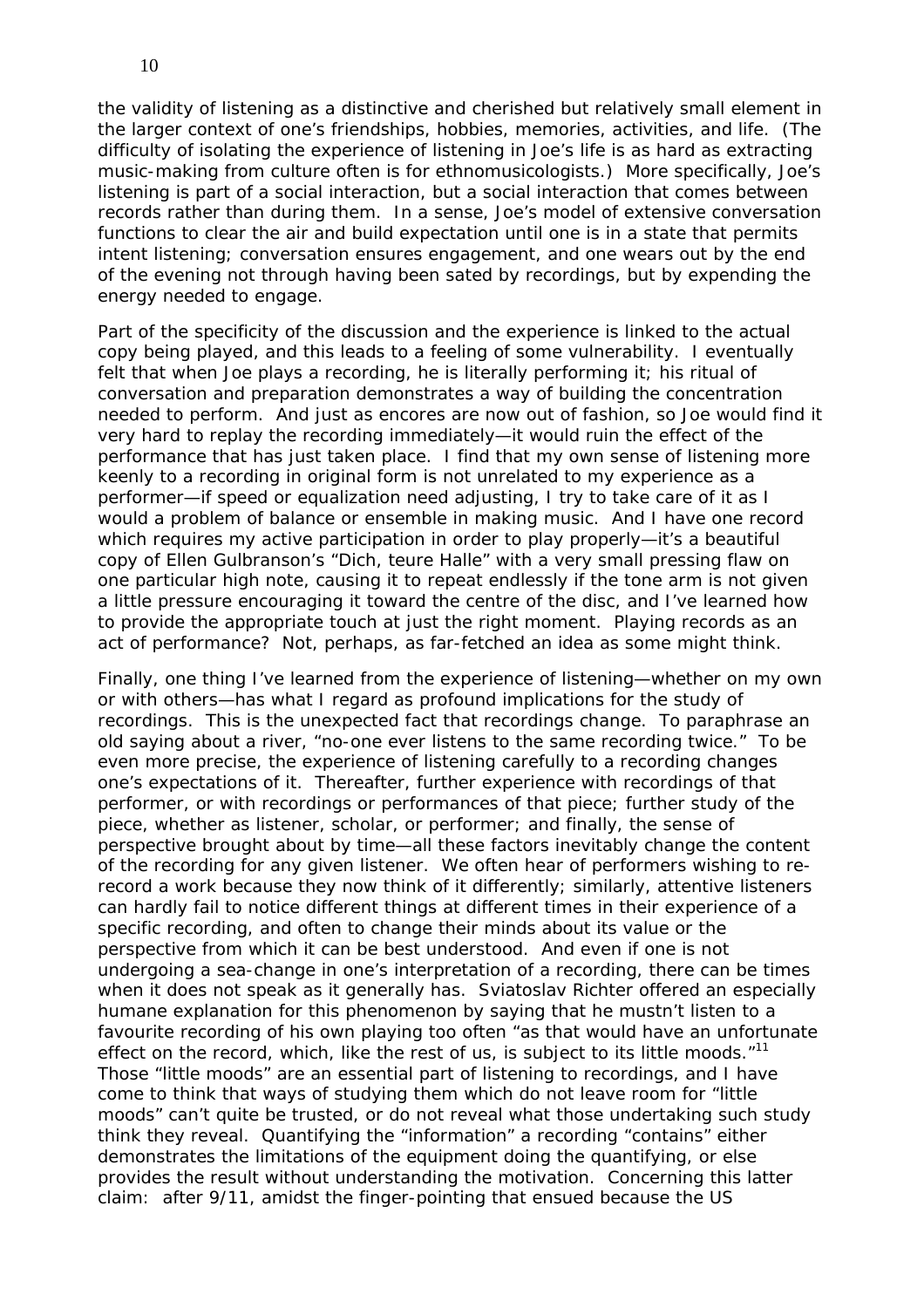the validity of listening as a distinctive and cherished but relatively small element in the larger context of one's friendships, hobbies, memories, activities, and life. (The difficulty of isolating the experience of listening in Joe's life is as hard as extracting music-making from culture often is for ethnomusicologists.) More specifically, Joe's listening is part of a social interaction, but a social interaction that comes between records rather than during them. In a sense, Joe's model of extensive conversation functions to clear the air and build expectation until one is in a state that permits intent listening; conversation ensures engagement, and one wears out by the end of the evening not through having been sated by recordings, but by expending the energy needed to engage.

Part of the specificity of the discussion and the experience is linked to the actual copy being played, and this leads to a feeling of some vulnerability. I eventually felt that when Joe plays a recording, he is literally performing it; his ritual of conversation and preparation demonstrates a way of building the concentration needed to perform. And just as encores are now out of fashion, so Joe would find it very hard to replay the recording immediately—it would ruin the effect of the performance that has just taken place. I find that my own sense of listening more keenly to a recording in original form is not unrelated to my experience as a performer—if speed or equalization need adjusting, I try to take care of it as I would a problem of balance or ensemble in making music. And I have one record which requires my active participation in order to play properly—it's a beautiful copy of Ellen Gulbranson's "Dich, teure Halle" with a very small pressing flaw on one particular high note, causing it to repeat endlessly if the tone arm is not given a little pressure encouraging it toward the centre of the disc, and I've learned how to provide the appropriate touch at just the right moment. Playing records as an act of performance? Not, perhaps, as far-fetched an idea as some might think.

Finally, one thing I've learned from the experience of listening—whether on my own or with others—has what I regard as profound implications for the study of recordings. This is the unexpected fact that recordings change. To paraphrase an old saying about a river, "no-one ever listens to the same recording twice." To be even more precise, the experience of listening carefully to a recording changes one's expectations of it. Thereafter, further experience with recordings of that performer, or with recordings or performances of that piece; further study of the piece, whether as listener, scholar, or performer; and finally, the sense of perspective brought about by time—all these factors inevitably change the content of the recording for any given listener. We often hear of performers wishing to re-record a work because they now think of it differently; similarly, attentive listeners can hardly fail to notice different things at different times in their experience of a specific recording, and often to change their minds about its value or the perspective from which it can be best understood. And even if one is not undergoing a sea-change in one's interpretation of a recording, there can be times when it does not speak as it generally has. Sviatoslav Richter offered an especially humane explanation for this phenomenon by saying that he mustn't listen to a favourite recording of his own playing too often "as that would have an unfortunate effect on the record, which, like the rest of us, is subject to its little moods."[11] Those "little moods" are an essential part of listening to recordings, and I have come to think that ways of studying them which do not leave room for "little moods" can't quite be trusted, or do not reveal what those undertaking such study think they reveal. Quantifying the "information" a recording "contains" either demonstrates the limitations of the equipment doing the quantifying, or else provides the result without understanding the motivation. Concerning this latter claim: after 9/11, amidst the finger-pointing that ensued because the US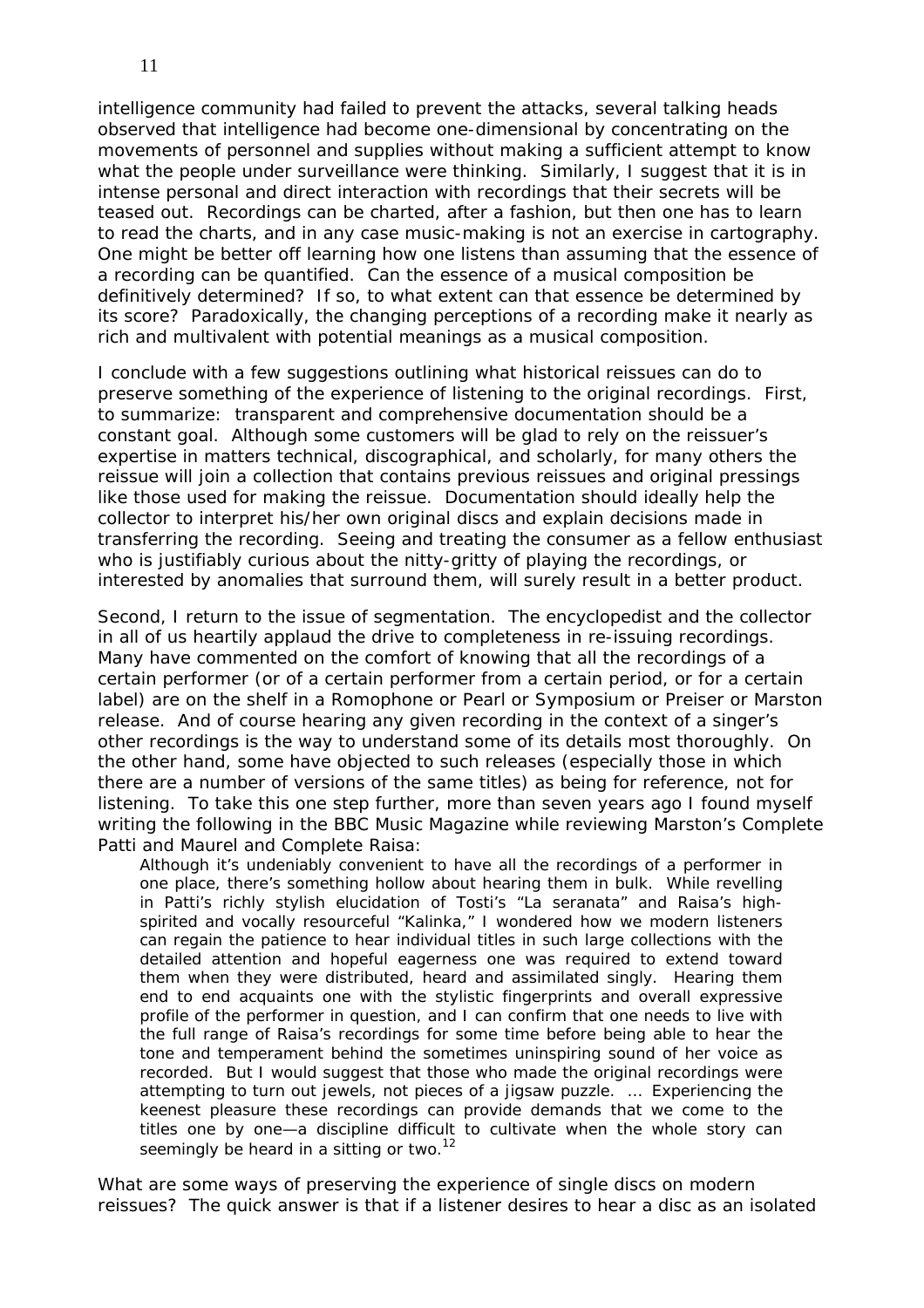intelligence community had failed to prevent the attacks, several talking heads observed that intelligence had become one-dimensional by concentrating on the movements of personnel and supplies without making a sufficient attempt to know what the people under surveillance were thinking. Similarly, I suggest that it is in intense personal and direct interaction with recordings that their secrets will be teased out. Recordings can be charted, after a fashion, but then one has to learn to read the charts, and in any case music-making is not an exercise in cartography. One might be better off learning how one listens than assuming that the essence of a recording can be quantified. Can the essence of a musical composition be definitively determined? If so, to what extent can that essence be determined by its score? Paradoxically, the changing perceptions of a recording make it nearly as rich and multivalent with potential meanings as a musical composition.

I conclude with a few suggestions outlining what historical reissues can do to preserve something of the experience of listening to the original recordings. First, to summarize: transparent and comprehensive documentation should be a constant goal. Although some customers will be glad to rely on the reissuer's expertise in matters technical, discographical, and scholarly, for many others the reissue will join a collection that contains previous reissues and original pressings like those used for making the reissue. Documentation should ideally help the collector to interpret his/her own original discs and explain decisions made in transferring the recording. Seeing and treating the consumer as a fellow enthusiast who is justifiably curious about the nitty-gritty of playing the recordings, or interested by anomalies that surround them, will surely result in a better product.

Second, I return to the issue of segmentation. The encyclopedist and the collector in all of us heartily applaud the drive to completeness in re-issuing recordings. Many have commented on the comfort of knowing that all the recordings of a certain performer (or of a certain performer from a certain period, or for a certain label) are on the shelf in a Romophone or Pearl or Symposium or Preiser or Marston release. And of course hearing any given recording in the context of a singer's other recordings is the way to understand some of its details most thoroughly. On the other hand, some have objected to such releases (especially those in which there are a number of versions of the same titles) as being for reference, not for listening. To take this one step further, more than seven years ago I found myself writing the following in the BBC Music Magazine while reviewing Marston's Complete Patti and Maurel and Complete Raisa:

> Although it's undeniably convenient to have all the recordings of a performer in one place, there's something hollow about hearing them in bulk. While revelling in Patti's richly stylish elucidation of Tosti's "La seranata" and Raisa's high-spirited and vocally resourceful "Kalinka," I wondered how we modern listeners can regain the patience to hear individual titles in such large collections with the detailed attention and hopeful eagerness one was required to extend toward them when they were distributed, heard and assimilated singly. Hearing them end to end acquaints one with the stylistic fingerprints and overall expressive profile of the performer in question, and I can confirm that one needs to live with the full range of Raisa's recordings for some time before being able to hear the tone and temperament behind the sometimes uninspiring sound of her voice as recorded. But I would suggest that those who made the original recordings were attempting to turn out jewels, not pieces of a jigsaw puzzle. … Experiencing the keenest pleasure these recordings can provide demands that we come to the titles one by one—a discipline difficult to cultivate when the whole story can seemingly be heard in a sitting or two.[12]

What are some ways of preserving the experience of single discs on modern reissues? The quick answer is that if a listener desires to hear a disc as an isolated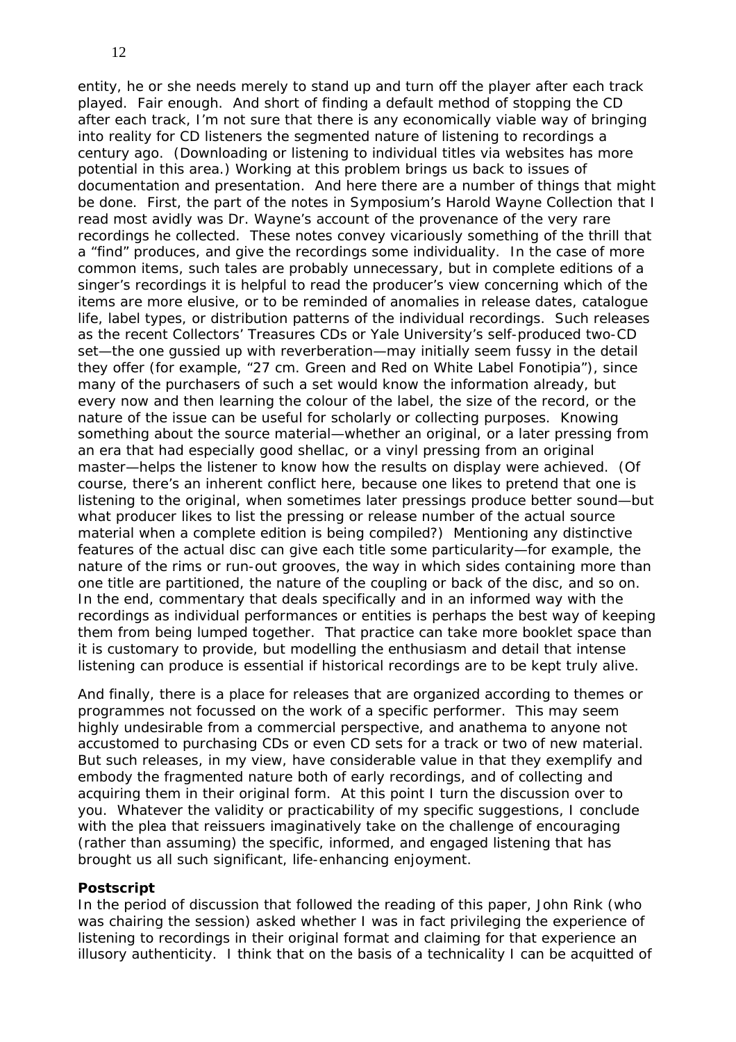entity, he or she needs merely to stand up and turn off the player after each track played. Fair enough. And short of finding a default method of stopping the CD after each track, I'm not sure that there is any economically viable way of bringing into reality for CD listeners the segmented nature of listening to recordings a century ago. (Downloading or listening to individual titles via websites has more potential in this area.) Working at this problem brings us back to issues of documentation and presentation. And here there are a number of things that might be done. First, the part of the notes in Symposium's Harold Wayne Collection that I read most avidly was Dr. Wayne's account of the provenance of the very rare recordings he collected. These notes convey vicariously something of the thrill that a "find" produces, and give the recordings some individuality. In the case of more common items, such tales are probably unnecessary, but in complete editions of a singer's recordings it is helpful to read the producer's view concerning which of the items are more elusive, or to be reminded of anomalies in release dates, catalogue life, label types, or distribution patterns of the individual recordings. Such releases as the recent Collectors' Treasures CDs or Yale University's self-produced two-CD set—the one gussied up with reverberation—may initially seem fussy in the detail they offer (for example, "27 cm. Green and Red on White Label Fonotipia"), since many of the purchasers of such a set would know the information already, but every now and then learning the colour of the label, the size of the record, or the nature of the issue can be useful for scholarly or collecting purposes. Knowing something about the source material—whether an original, or a later pressing from an era that had especially good shellac, or a vinyl pressing from an original master—helps the listener to know how the results on display were achieved. (Of course, there's an inherent conflict here, because one likes to pretend that one is listening to the original, when sometimes later pressings produce better sound—but what producer likes to list the pressing or release number of the actual source material when a complete edition is being compiled?) Mentioning any distinctive features of the actual disc can give each title some particularity—for example, the nature of the rims or run-out grooves, the way in which sides containing more than one title are partitioned, the nature of the coupling or back of the disc, and so on. In the end, commentary that deals specifically and in an informed way with the recordings as individual performances or entities is perhaps the best way of keeping them from being lumped together. That practice can take more booklet space than it is customary to provide, but modelling the enthusiasm and detail that intense listening can produce is essential if historical recordings are to be kept truly alive.

And finally, there is a place for releases that are organized according to themes or programmes not focussed on the work of a specific performer. This may seem highly undesirable from a commercial perspective, and anathema to anyone not accustomed to purchasing CDs or even CD sets for a track or two of new material. But such releases, in my view, have considerable value in that they exemplify and embody the fragmented nature both of early recordings, and of collecting and acquiring them in their original form. At this point I turn the discussion over to you. Whatever the validity or practicability of my specific suggestions, I conclude with the plea that reissuers imaginatively take on the challenge of encouraging (rather than assuming) the specific, informed, and engaged listening that has brought us all such significant, life-enhancing enjoyment.

**Postscript**

In the period of discussion that followed the reading of this paper, John Rink (who was chairing the session) asked whether I was in fact privileging the experience of listening to recordings in their original format and claiming for that experience an illusory authenticity. I think that on the basis of a technicality I can be acquitted of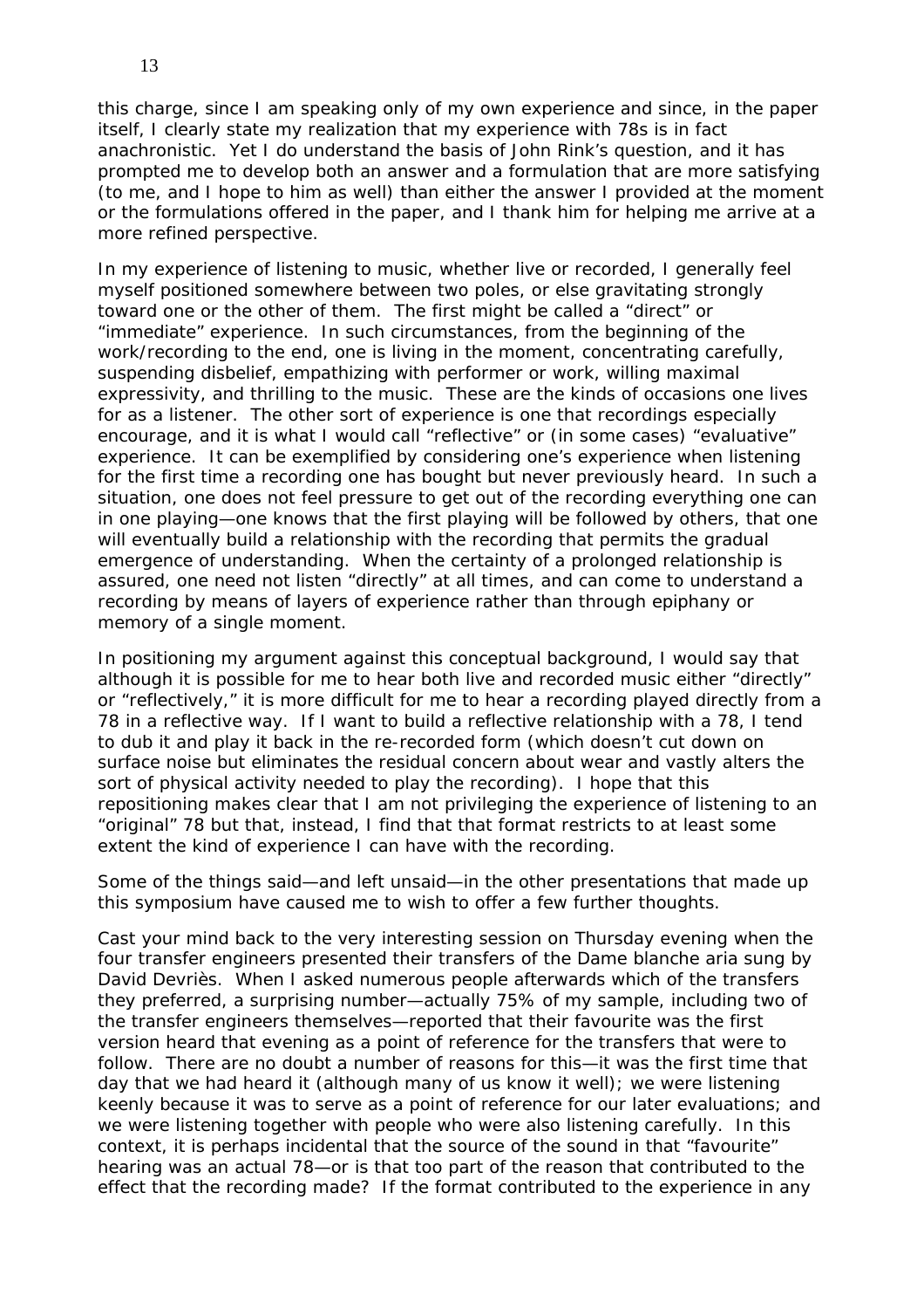this charge, since I am speaking only of my own experience and since, in the paper itself, I clearly state my realization that my experience with 78s is in fact anachronistic. Yet I do understand the basis of John Rink's question, and it has prompted me to develop both an answer and a formulation that are more satisfying (to me, and I hope to him as well) than either the answer I provided at the moment or the formulations offered in the paper, and I thank him for helping me arrive at a more refined perspective.

In my experience of listening to music, whether live or recorded, I generally feel myself positioned somewhere between two poles, or else gravitating strongly toward one or the other of them. The first might be called a "direct" or "immediate" experience. In such circumstances, from the beginning of the work/recording to the end, one is living in the moment, concentrating carefully, suspending disbelief, empathizing with performer or work, willing maximal expressivity, and thrilling to the music. These are the kinds of occasions one lives for as a listener. The other sort of experience is one that recordings especially encourage, and it is what I would call "reflective" or (in some cases) "evaluative" experience. It can be exemplified by considering one's experience when listening for the first time a recording one has bought but never previously heard. In such a situation, one does not feel pressure to get out of the recording everything one can in one playing—one knows that the first playing will be followed by others, that one will eventually build a relationship with the recording that permits the gradual emergence of understanding. When the certainty of a prolonged relationship is assured, one need not listen "directly" at all times, and can come to understand a recording by means of layers of experience rather than through epiphany or memory of a single moment.

In positioning my argument against this conceptual background, I would say that although it is possible for me to hear both live and recorded music either "directly" or "reflectively," it is more difficult for me to hear a recording played directly from a 78 in a reflective way. If I want to build a reflective relationship with a 78, I tend to dub it and play it back in the re-recorded form (which doesn't cut down on surface noise but eliminates the residual concern about wear and vastly alters the sort of physical activity needed to play the recording). I hope that this repositioning makes clear that I am not privileging the experience of listening to an "original" 78 but that, instead, I find that that format restricts to at least some extent the kind of experience I can have with the recording.

Some of the things said—and left unsaid—in the other presentations that made up this symposium have caused me to wish to offer a few further thoughts.

Cast your mind back to the very interesting session on Thursday evening when the four transfer engineers presented their transfers of the Dame blanche aria sung by David Devriès. When I asked numerous people afterwards which of the transfers they preferred, a surprising number—actually 75% of my sample, including two of the transfer engineers themselves—reported that their favourite was the first version heard that evening as a point of reference for the transfers that were to follow. There are no doubt a number of reasons for this—it was the first time that day that we had heard it (although many of us know it well); we were listening keenly because it was to serve as a point of reference for our later evaluations; and we were listening together with people who were also listening carefully. In this context, it is perhaps incidental that the source of the sound in that "favourite" hearing was an actual 78—or is that too part of the reason that contributed to the effect that the recording made? If the format contributed to the experience in any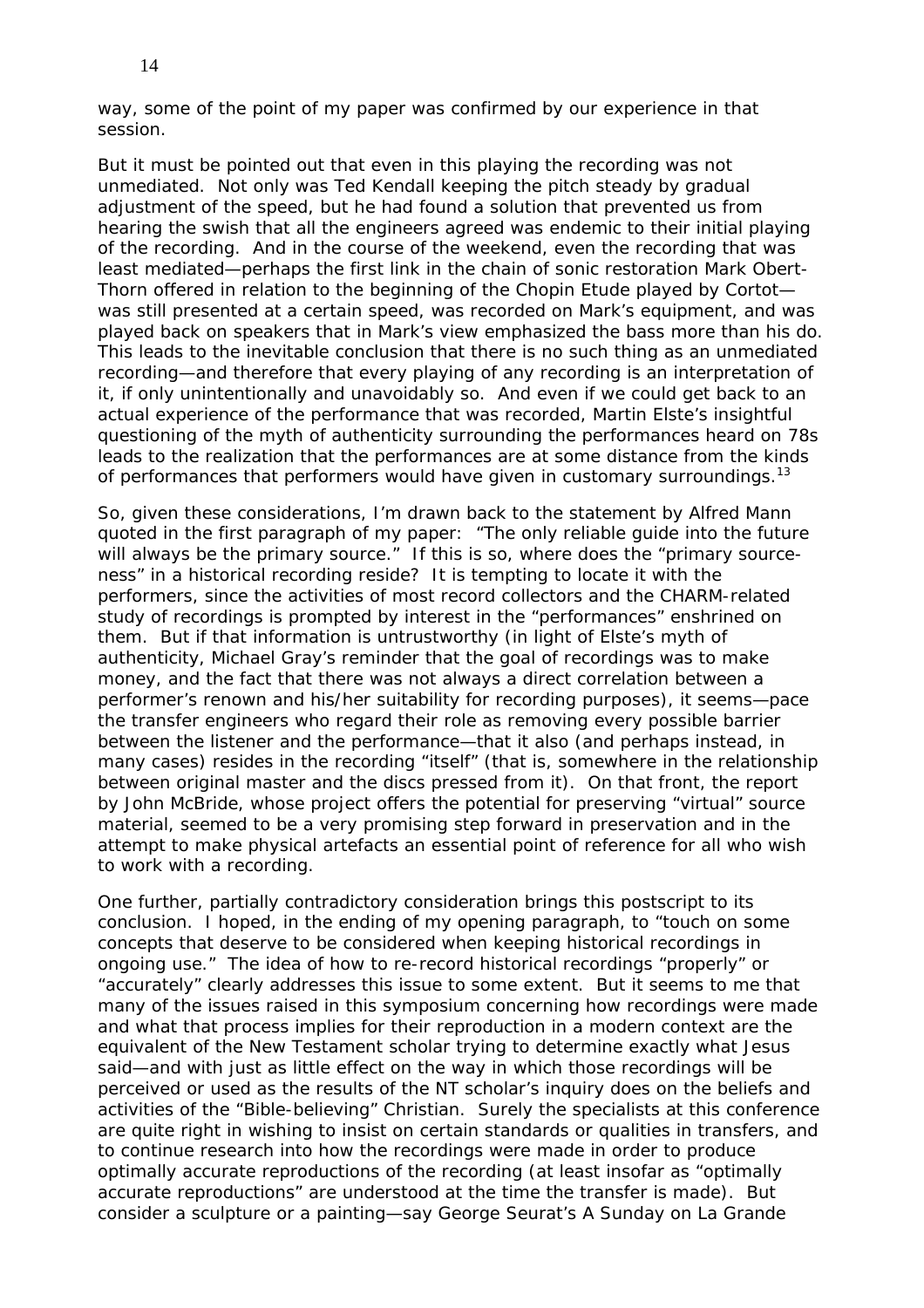way, some of the point of my paper was confirmed by our experience in that session.

But it must be pointed out that even in this playing the recording was not unmediated. Not only was Ted Kendall keeping the pitch steady by gradual adjustment of the speed, but he had found a solution that prevented us from hearing the swish that all the engineers agreed was endemic to their initial playing of the recording. And in the course of the weekend, even the recording that was least mediated—perhaps the first link in the chain of sonic restoration Mark Obert-Thorn offered in relation to the beginning of the Chopin Etude played by Cortot—was still presented at a certain speed, was recorded on Mark's equipment, and was played back on speakers that in Mark's view emphasized the bass more than his do. This leads to the inevitable conclusion that there is no such thing as an unmediated recording—and therefore that every playing of any recording is an interpretation of it, if only unintentionally and unavoidably so. And even if we could get back to an actual experience of the performance that was recorded, Martin Elste's insightful questioning of the myth of authenticity surrounding the performances heard on 78s leads to the realization that the performances are at some distance from the kinds of performances that performers would have given in customary surroundings.[13]

So, given these considerations, I'm drawn back to the statement by Alfred Mann quoted in the first paragraph of my paper: "The only reliable guide into the future will always be the primary source." If this is so, where does the "primary source-ness" in a historical recording reside? It is tempting to locate it with the performers, since the activities of most record collectors and the CHARM-related study of recordings is prompted by interest in the "performances" enshrined on them. But if that information is untrustworthy (in light of Elste's myth of authenticity, Michael Gray's reminder that the goal of recordings was to make money, and the fact that there was not always a direct correlation between a performer's renown and his/her suitability for recording purposes), it seems—pace the transfer engineers who regard their role as removing every possible barrier between the listener and the performance—that it also (and perhaps instead, in many cases) resides in the recording "itself" (that is, somewhere in the relationship between original master and the discs pressed from it). On that front, the report by John McBride, whose project offers the potential for preserving "virtual" source material, seemed to be a very promising step forward in preservation and in the attempt to make physical artefacts an essential point of reference for all who wish to work with a recording.

One further, partially contradictory consideration brings this postscript to its conclusion. I hoped, in the ending of my opening paragraph, to "touch on some concepts that deserve to be considered when keeping historical recordings in ongoing use." The idea of how to re-record historical recordings "properly" or "accurately" clearly addresses this issue to some extent. But it seems to me that many of the issues raised in this symposium concerning how recordings were made and what that process implies for their reproduction in a modern context are the equivalent of the New Testament scholar trying to determine exactly what Jesus said—and with just as little effect on the way in which those recordings will be perceived or used as the results of the NT scholar's inquiry does on the beliefs and activities of the "Bible-believing" Christian. Surely the specialists at this conference are quite right in wishing to insist on certain standards or qualities in transfers, and to continue research into how the recordings were made in order to produce optimally accurate reproductions of the recording (at least insofar as "optimally accurate reproductions" are understood at the time the transfer is made). But consider a sculpture or a painting—say George Seurat's A Sunday on La Grande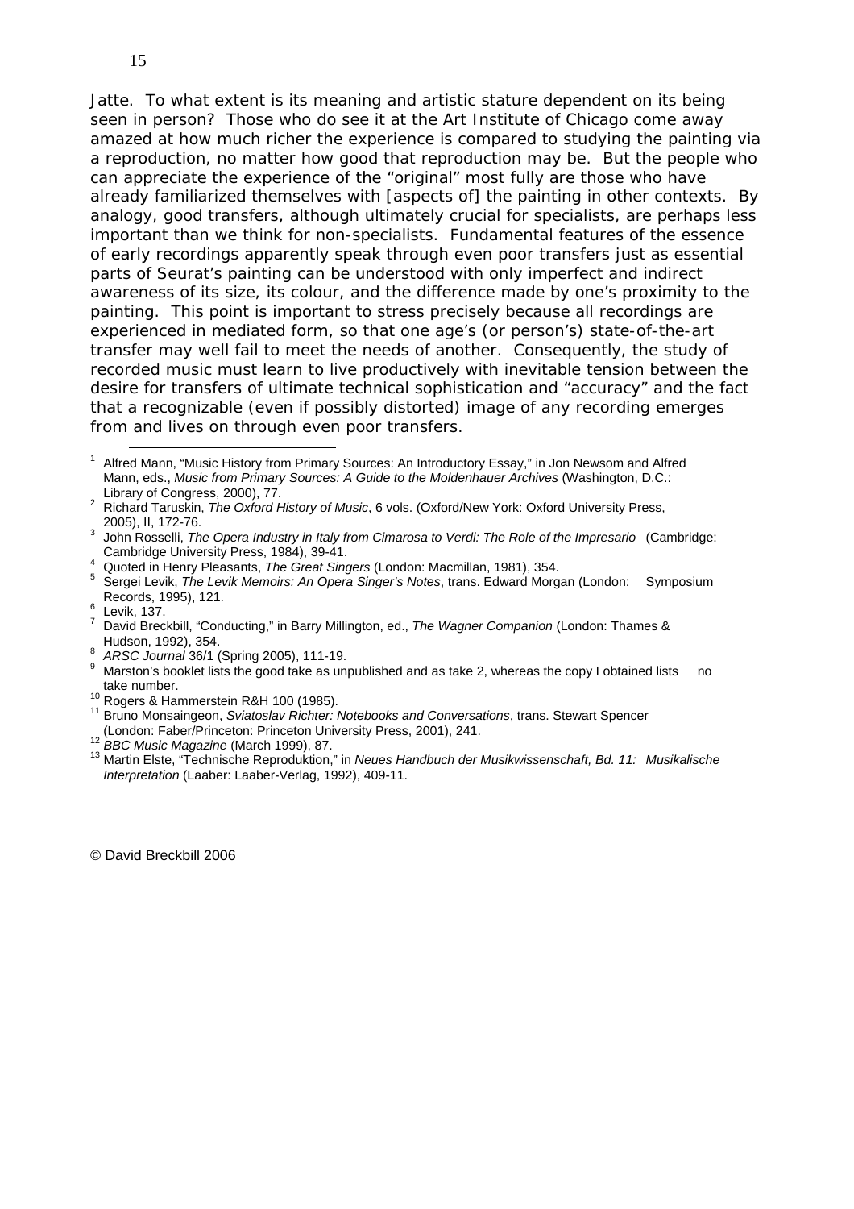Jatte. To what extent is its meaning and artistic stature dependent on its being seen in person? Those who do see it at the Art Institute of Chicago come away amazed at how much richer the experience is compared to studying the painting via a reproduction, no matter how good that reproduction may be. But the people who can appreciate the experience of the "original" most fully are those who have already familiarized themselves with [aspects of] the painting in other contexts. By analogy, good transfers, although ultimately crucial for specialists, are perhaps less important than we think for non-specialists. Fundamental features of the essence of early recordings apparently speak through even poor transfers just as essential parts of Seurat's painting can be understood with only imperfect and indirect awareness of its size, its colour, and the difference made by one's proximity to the painting. This point is important to stress precisely because all recordings are experienced in mediated form, so that one age's (or person's) state-of-the-art transfer may well fail to meet the needs of another. Consequently, the study of recorded music must learn to live productively with inevitable tension between the desire for transfers of ultimate technical sophistication and "accuracy" and the fact that a recognizable (even if possibly distorted) image of any recording emerges from and lives on through even poor transfers.

---

[1] Alfred Mann, "Music History from Primary Sources: An Introductory Essay," in Jon Newsom and Alfred Mann, eds., *Music from Primary Sources: A Guide to the Moldenhauer Archives* (Washington, D.C.: Library of Congress, 2000), 77.

[2] Richard Taruskin, *The Oxford History of Music*, 6 vols. (Oxford/New York: Oxford University Press, 2005), II, 172-76.

[3] John Rosselli, *The Opera Industry in Italy from Cimarosa to Verdi: The Role of the Impresario* (Cambridge: Cambridge University Press, 1984), 39-41.

[4] Quoted in Henry Pleasants, *The Great Singers* (London: Macmillan, 1981), 354.

[5] Sergei Levik, *The Levik Memoirs: An Opera Singer's Notes*, trans. Edward Morgan (London: Symposium Records, 1995), 121.

[6] Levik, 137.

[7] David Breckbill, "Conducting," in Barry Millington, ed., *The Wagner Companion* (London: Thames & Hudson, 1992), 354.

[8] *ARSC Journal* 36/1 (Spring 2005), 111-19.

[9] Marston's booklet lists the good take as unpublished and as take 2, whereas the copy I obtained lists no take number.

[10] Rogers & Hammerstein R&H 100 (1985).

[11] Bruno Monsaingeon, *Sviatoslav Richter: Notebooks and Conversations*, trans. Stewart Spencer (London: Faber/Princeton: Princeton University Press, 2001), 241.

[12] *BBC Music Magazine* (March 1999), 87.

[13] Martin Elste, "Technische Reproduktion," in *Neues Handbuch der Musikwissenschaft, Bd. 11: Musikalische Interpretation* (Laaber: Laaber-Verlag, 1992), 409-11.

© David Breckbill 2006